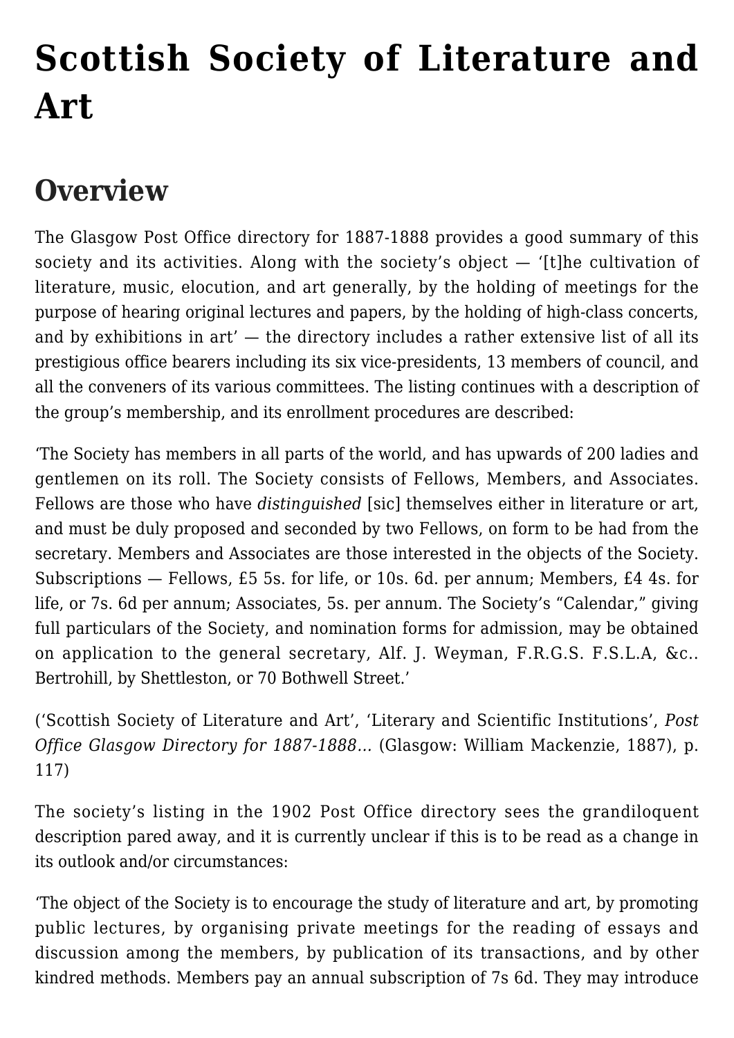# Scottish Society of Literature and Art

## Overview

The Glasgow Post Office directory for 1887-1888 provides a good summary of this society and its activities. Along with the society's object — '[t]he cultivation of literature, music, elocution, and art generally, by the holding of meetings for the purpose of hearing original lectures and papers, by the holding of high-class concerts, and by exhibitions in art' — the directory includes a rather extensive list of all its prestigious office bearers including its six vice-presidents, 13 members of council, and all the conveners of its various committees. The listing continues with a description of the group's membership, and its enrollment procedures are described:

'The Society has members in all parts of the world, and has upwards of 200 ladies and gentlemen on its roll. The Society consists of Fellows, Members, and Associates. Fellows are those who have *distinguished* [sic] themselves either in literature or art, and must be duly proposed and seconded by two Fellows, on form to be had from the secretary. Members and Associates are those interested in the objects of the Society. Subscriptions — Fellows, £5 5s. for life, or 10s. 6d. per annum; Members, £4 4s. for life, or 7s. 6d per annum; Associates, 5s. per annum. The Society's "Calendar," giving full particulars of the Society, and nomination forms for admission, may be obtained on application to the general secretary, Alf. J. Weyman, F.R.G.S. F.S.L.A, &c.. Bertrohill, by Shettleston, or 70 Bothwell Street.'

('Scottish Society of Literature and Art', 'Literary and Scientific Institutions', *Post Office Glasgow Directory for 1887-1888…* (Glasgow: William Mackenzie, 1887), p. 117)

The society's listing in the 1902 Post Office directory sees the grandiloquent description pared away, and it is currently unclear if this is to be read as a change in its outlook and/or circumstances:

'The object of the Society is to encourage the study of literature and art, by promoting public lectures, by organising private meetings for the reading of essays and discussion among the members, by publication of its transactions, and by other kindred methods. Members pay an annual subscription of 7s 6d. They may introduce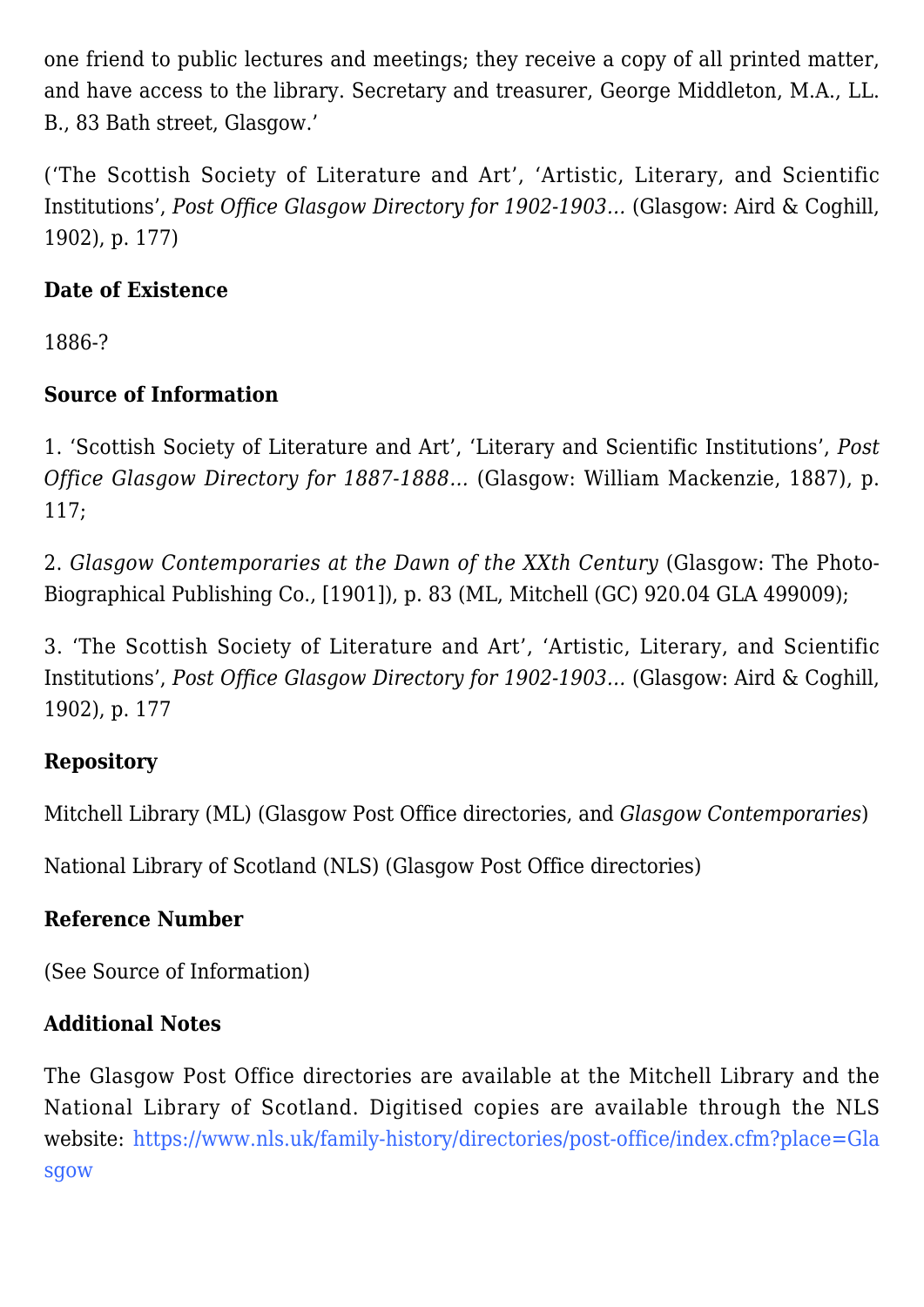one friend to public lectures and meetings; they receive a copy of all printed matter, and have access to the library. Secretary and treasurer, George Middleton, M.A., LL. B., 83 Bath street, Glasgow.'

('The Scottish Society of Literature and Art', 'Artistic, Literary, and Scientific Institutions', *Post Office Glasgow Directory for 1902-1903…* (Glasgow: Aird & Coghill, 1902), p. 177)

**Date of Existence**

1886-?

**Source of Information**

1. 'Scottish Society of Literature and Art', 'Literary and Scientific Institutions', *Post Office Glasgow Directory for 1887-1888…* (Glasgow: William Mackenzie, 1887), p. 117;

2. *Glasgow Contemporaries at the Dawn of the XXth Century* (Glasgow: The Photo-Biographical Publishing Co., [1901]), p. 83 (ML, Mitchell (GC) 920.04 GLA 499009);

3. 'The Scottish Society of Literature and Art', 'Artistic, Literary, and Scientific Institutions', *Post Office Glasgow Directory for 1902-1903…* (Glasgow: Aird & Coghill, 1902), p. 177

**Repository**

Mitchell Library (ML) (Glasgow Post Office directories, and *Glasgow Contemporaries*)

National Library of Scotland (NLS) (Glasgow Post Office directories)

**Reference Number**

(See Source of Information)

**Additional Notes**

The Glasgow Post Office directories are available at the Mitchell Library and the National Library of Scotland. Digitised copies are available through the NLS website: https://www.nls.uk/family-history/directories/post-office/index.cfm?place=Glasgow